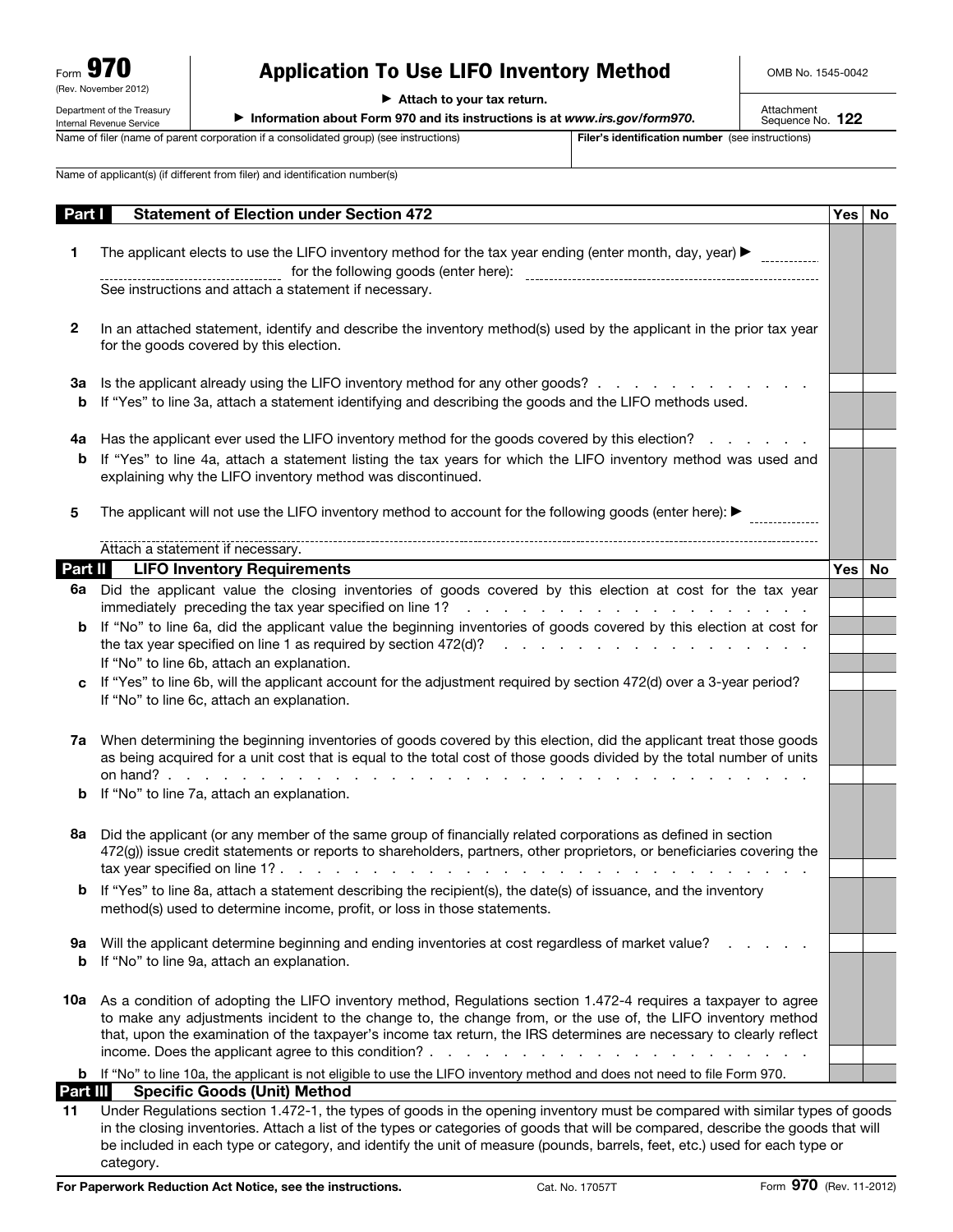Form **970** (Rev. November 2012)

Department of the Treasury
Internal Revenue Service

# Application To Use LIFO Inventory Method

► Attach to your tax return.

► Information about Form 970 and its instructions is at *www.irs.gov/form970*.

OMB No. 1545-0042

Attachment Sequence No. **122**

Name of filer (name of parent corporation if a consolidated group) (see instructions) | **Filer's identification number** (see instructions)

Name of applicant(s) (if different from filer) and identification number(s)

## Part I Statement of Election under Section 472

| | | Yes | No |
|---|---|---|---|
| **1** | The applicant elects to use the LIFO inventory method for the tax year ending (enter month, day, year) ► __________ for the following goods (enter here): __________ See instructions and attach a statement if necessary. | | |
| **2** | In an attached statement, identify and describe the inventory method(s) used by the applicant in the prior tax year for the goods covered by this election. | | |
| **3a** | Is the applicant already using the LIFO inventory method for any other goods? | | |
| **b** | If "Yes" to line 3a, attach a statement identifying and describing the goods and the LIFO methods used. | | |
| **4a** | Has the applicant ever used the LIFO inventory method for the goods covered by this election? | | |
| **b** | If "Yes" to line 4a, attach a statement listing the tax years for which the LIFO inventory method was used and explaining why the LIFO inventory method was discontinued. | | |
| **5** | The applicant will not use the LIFO inventory method to account for the following goods (enter here): ► __________ Attach a statement if necessary. | | |

## Part II LIFO Inventory Requirements

| | | Yes | No |
|---|---|---|---|
| **6a** | Did the applicant value the closing inventories of goods covered by this election at cost for the tax year immediately preceding the tax year specified on line 1? | | |
| **b** | If "No" to line 6a, did the applicant value the beginning inventories of goods covered by this election at cost for the tax year specified on line 1 as required by section 472(d)? If "No" to line 6b, attach an explanation. | | |
| **c** | If "Yes" to line 6b, will the applicant account for the adjustment required by section 472(d) over a 3-year period? If "No" to line 6c, attach an explanation. | | |
| **7a** | When determining the beginning inventories of goods covered by this election, did the applicant treat those goods as being acquired for a unit cost that is equal to the total cost of those goods divided by the total number of units on hand? | | |
| **b** | If "No" to line 7a, attach an explanation. | | |
| **8a** | Did the applicant (or any member of the same group of financially related corporations as defined in section 472(g)) issue credit statements or reports to shareholders, partners, other proprietors, or beneficiaries covering the tax year specified on line 1? | | |
| **b** | If "Yes" to line 8a, attach a statement describing the recipient(s), the date(s) of issuance, and the inventory method(s) used to determine income, profit, or loss in those statements. | | |
| **9a** | Will the applicant determine beginning and ending inventories at cost regardless of market value? | | |
| **b** | If "No" to line 9a, attach an explanation. | | |
| **10a** | As a condition of adopting the LIFO inventory method, Regulations section 1.472-4 requires a taxpayer to agree to make any adjustments incident to the change to, the change from, or the use of, the LIFO inventory method that, upon the examination of the taxpayer's income tax return, the IRS determines are necessary to clearly reflect income. Does the applicant agree to this condition? | | |
| **b** | If "No" to line 10a, the applicant is not eligible to use the LIFO inventory method and does not need to file Form 970. | | |

## Part III Specific Goods (Unit) Method

**11** Under Regulations section 1.472-1, the types of goods in the opening inventory must be compared with similar types of goods in the closing inventories. Attach a list of the types or categories of goods that will be compared, describe the goods that will be included in each type or category, and identify the unit of measure (pounds, barrels, feet, etc.) used for each type or category.

**For Paperwork Reduction Act Notice, see the instructions.** Cat. No. 17057T Form **970** (Rev. 11-2012)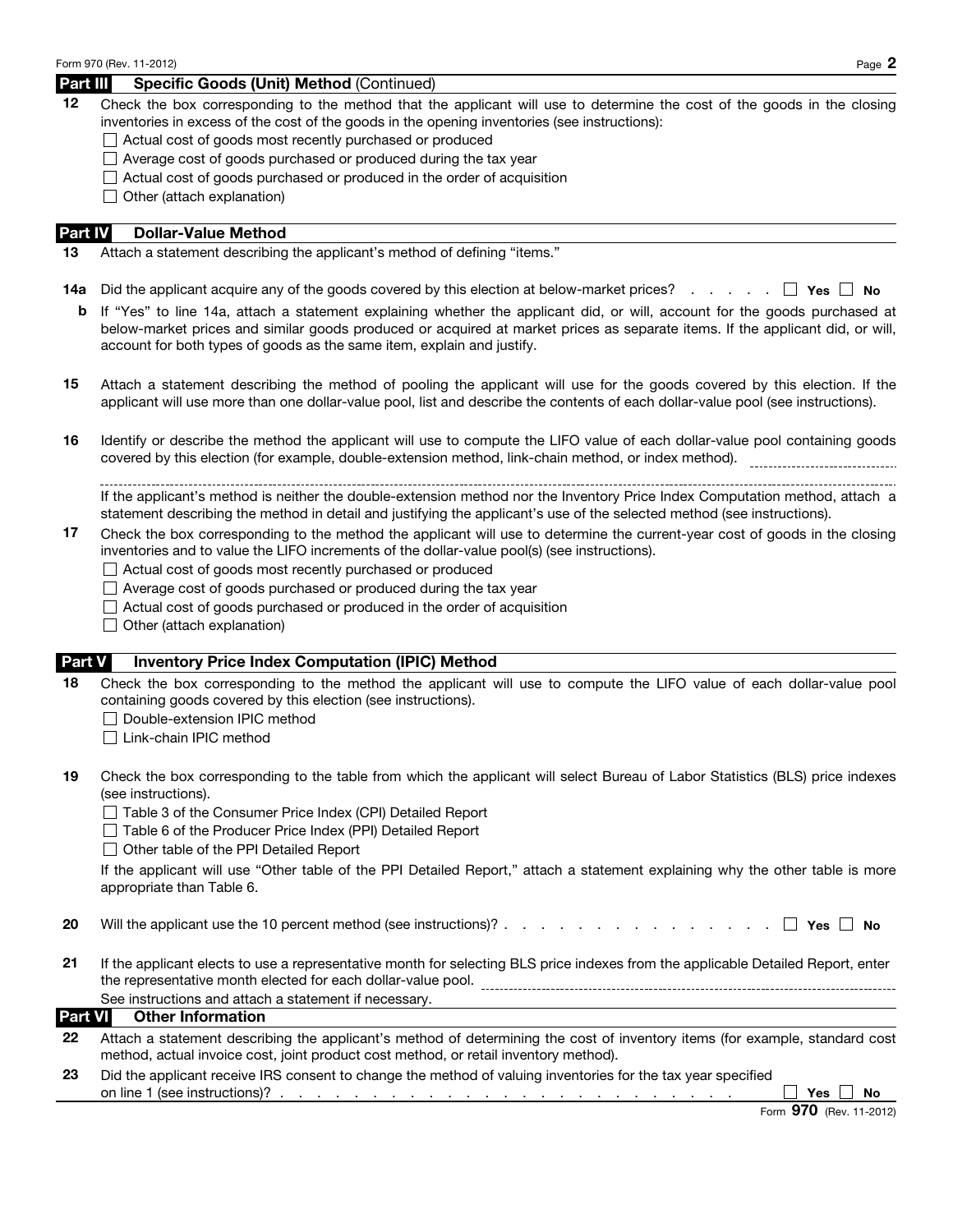## Part III Specific Goods (Unit) Method (Continued)

**12** Check the box corresponding to the method that the applicant will use to determine the cost of the goods in the closing inventories in excess of the cost of the goods in the opening inventories (see instructions):

- ☐ Actual cost of goods most recently purchased or produced
- ☐ Average cost of goods purchased or produced during the tax year
- ☐ Actual cost of goods purchased or produced in the order of acquisition
- ☐ Other (attach explanation)

## Part IV Dollar-Value Method

**13** Attach a statement describing the applicant's method of defining "items."

**14a** Did the applicant acquire any of the goods covered by this election at below-market prices? . . . . . . ☐ **Yes** ☐ **No**

**b** If "Yes" to line 14a, attach a statement explaining whether the applicant did, or will, account for the goods purchased at below-market prices and similar goods produced or acquired at market prices as separate items. If the applicant did, or will, account for both types of goods as the same item, explain and justify.

**15** Attach a statement describing the method of pooling the applicant will use for the goods covered by this election. If the applicant will use more than one dollar-value pool, list and describe the contents of each dollar-value pool (see instructions).

**16** Identify or describe the method the applicant will use to compute the LIFO value of each dollar-value pool containing goods covered by this election (for example, double-extension method, link-chain method, or index method). ____________

____________________________________________

If the applicant's method is neither the double-extension method nor the Inventory Price Index Computation method, attach a statement describing the method in detail and justifying the applicant's use of the selected method (see instructions).

**17** Check the box corresponding to the method the applicant will use to determine the current-year cost of goods in the closing inventories and to value the LIFO increments of the dollar-value pool(s) (see instructions).

- ☐ Actual cost of goods most recently purchased or produced
- ☐ Average cost of goods purchased or produced during the tax year
- ☐ Actual cost of goods purchased or produced in the order of acquisition
- ☐ Other (attach explanation)

## Part V Inventory Price Index Computation (IPIC) Method

**18** Check the box corresponding to the method the applicant will use to compute the LIFO value of each dollar-value pool containing goods covered by this election (see instructions).

- ☐ Double-extension IPIC method
- ☐ Link-chain IPIC method

**19** Check the box corresponding to the table from which the applicant will select Bureau of Labor Statistics (BLS) price indexes (see instructions).

- ☐ Table 3 of the Consumer Price Index (CPI) Detailed Report
- ☐ Table 6 of the Producer Price Index (PPI) Detailed Report
- ☐ Other table of the PPI Detailed Report

If the applicant will use "Other table of the PPI Detailed Report," attach a statement explaining why the other table is more appropriate than Table 6.

**20** Will the applicant use the 10 percent method (see instructions)? . . . . . . . . . . . . . . . . ☐ **Yes** ☐ **No**

**21** If the applicant elects to use a representative month for selecting BLS price indexes from the applicable Detailed Report, enter the representative month elected for each dollar-value pool. ____________

See instructions and attach a statement if necessary.

## Part VI Other Information

**22** Attach a statement describing the applicant's method of determining the cost of inventory items (for example, standard cost method, actual invoice cost, joint product cost method, or retail inventory method).

**23** Did the applicant receive IRS consent to change the method of valuing inventories for the tax year specified on line 1 (see instructions)? . . . . . . . . . . . . . . . . . . . . . . . . . . . ☐ **Yes** ☐ **No**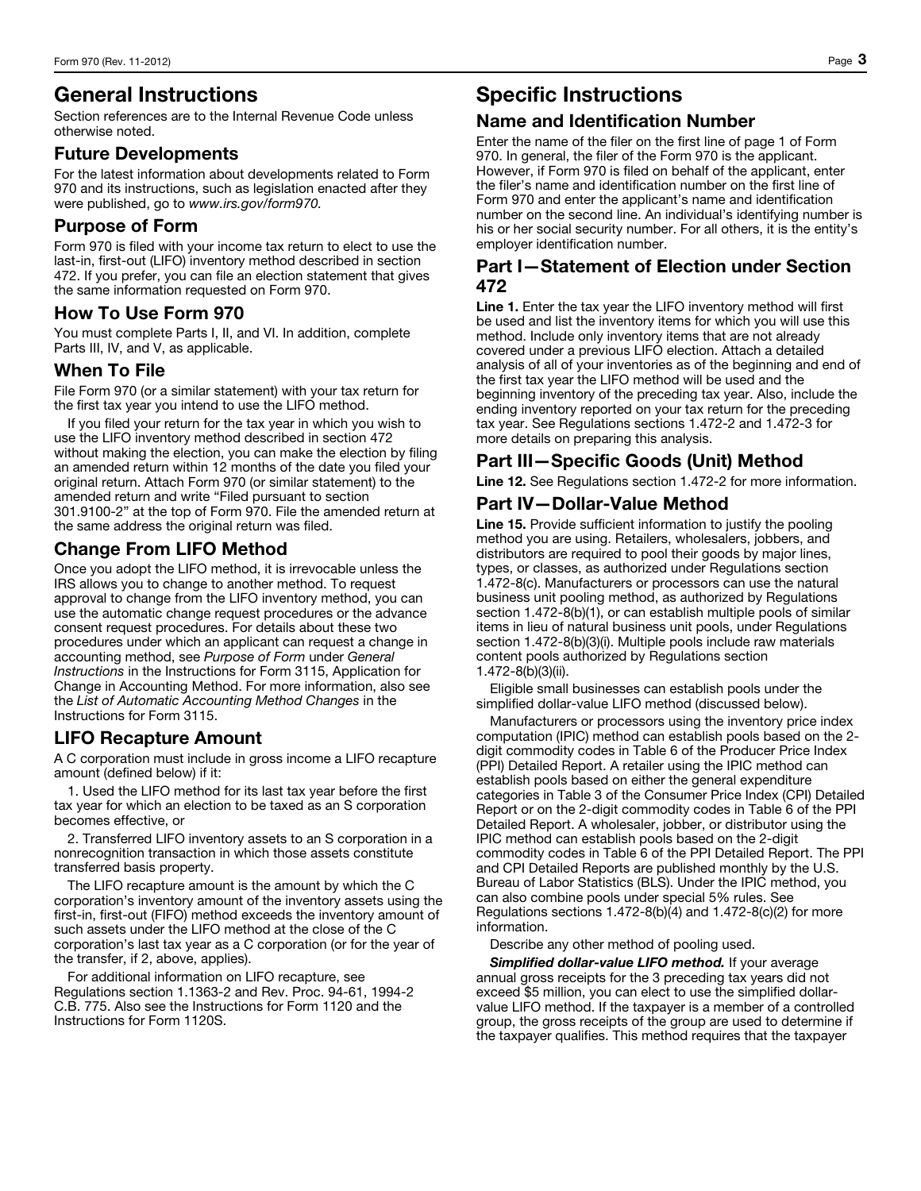# General Instructions

Section references are to the Internal Revenue Code unless otherwise noted.

## Future Developments

For the latest information about developments related to Form 970 and its instructions, such as legislation enacted after they were published, go to *www.irs.gov/form970*.

## Purpose of Form

Form 970 is filed with your income tax return to elect to use the last-in, first-out (LIFO) inventory method described in section 472. If you prefer, you can file an election statement that gives the same information requested on Form 970.

## How To Use Form 970

You must complete Parts I, II, and VI. In addition, complete Parts III, IV, and V, as applicable.

## When To File

File Form 970 (or a similar statement) with your tax return for the first tax year you intend to use the LIFO method.

If you filed your return for the tax year in which you wish to use the LIFO inventory method described in section 472 without making the election, you can make the election by filing an amended return within 12 months of the date you filed your original return. Attach Form 970 (or similar statement) to the amended return and write "Filed pursuant to section 301.9100-2" at the top of Form 970. File the amended return at the same address the original return was filed.

## Change From LIFO Method

Once you adopt the LIFO method, it is irrevocable unless the IRS allows you to change to another method. To request approval to change from the LIFO inventory method, you can use the automatic change request procedures or the advance consent request procedures. For details about these two procedures under which an applicant can request a change in accounting method, see *Purpose of Form* under *General Instructions* in the Instructions for Form 3115, Application for Change in Accounting Method. For more information, also see the *List of Automatic Accounting Method Changes* in the Instructions for Form 3115.

## LIFO Recapture Amount

A C corporation must include in gross income a LIFO recapture amount (defined below) if it:

1. Used the LIFO method for its last tax year before the first tax year for which an election to be taxed as an S corporation becomes effective, or

2. Transferred LIFO inventory assets to an S corporation in a nonrecognition transaction in which those assets constitute transferred basis property.

The LIFO recapture amount is the amount by which the C corporation's inventory amount of the inventory assets using the first-in, first-out (FIFO) method exceeds the inventory amount of such assets under the LIFO method at the close of the C corporation's last tax year as a C corporation (or for the year of the transfer, if 2, above, applies).

For additional information on LIFO recapture, see Regulations section 1.1363-2 and Rev. Proc. 94-61, 1994-2 C.B. 775. Also see the Instructions for Form 1120 and the Instructions for Form 1120S.

# Specific Instructions

## Name and Identification Number

Enter the name of the filer on the first line of page 1 of Form 970. In general, the filer of the Form 970 is the applicant. However, if Form 970 is filed on behalf of the applicant, enter the filer's name and identification number on the first line of Form 970 and enter the applicant's name and identification number on the second line. An individual's identifying number is his or her social security number. For all others, it is the entity's employer identification number.

## Part I—Statement of Election under Section 472

**Line 1.** Enter the tax year the LIFO inventory method will first be used and list the inventory items for which you will use this method. Include only inventory items that are not already covered under a previous LIFO election. Attach a detailed analysis of all of your inventories as of the beginning and end of the first tax year the LIFO method will be used and the beginning inventory of the preceding tax year. Also, include the ending inventory reported on your tax return for the preceding tax year. See Regulations sections 1.472-2 and 1.472-3 for more details on preparing this analysis.

## Part III—Specific Goods (Unit) Method

**Line 12.** See Regulations section 1.472-2 for more information.

## Part IV—Dollar-Value Method

**Line 15.** Provide sufficient information to justify the pooling method you are using. Retailers, wholesalers, jobbers, and distributors are required to pool their goods by major lines, types, or classes, as authorized under Regulations section 1.472-8(c). Manufacturers or processors can use the natural business unit pooling method, as authorized by Regulations section 1.472-8(b)(1), or can establish multiple pools of similar items in lieu of natural business unit pools, under Regulations section 1.472-8(b)(3)(i). Multiple pools include raw materials content pools authorized by Regulations section 1.472-8(b)(3)(ii).

Eligible small businesses can establish pools under the simplified dollar-value LIFO method (discussed below).

Manufacturers or processors using the inventory price index computation (IPIC) method can establish pools based on the 2-digit commodity codes in Table 6 of the Producer Price Index (PPI) Detailed Report. A retailer using the IPIC method can establish pools based on either the general expenditure categories in Table 3 of the Consumer Price Index (CPI) Detailed Report or on the 2-digit commodity codes in Table 6 of the PPI Detailed Report. A wholesaler, jobber, or distributor using the IPIC method can establish pools based on the 2-digit commodity codes in Table 6 of the PPI Detailed Report. The PPI and CPI Detailed Reports are published monthly by the U.S. Bureau of Labor Statistics (BLS). Under the IPIC method, you can also combine pools under special 5% rules. See Regulations sections 1.472-8(b)(4) and 1.472-8(c)(2) for more information.

Describe any other method of pooling used.

***Simplified dollar-value LIFO method.*** If your average annual gross receipts for the 3 preceding tax years did not exceed $5 million, you can elect to use the simplified dollar-value LIFO method. If the taxpayer is a member of a controlled group, the gross receipts of the group are used to determine if the taxpayer qualifies. This method requires that the taxpayer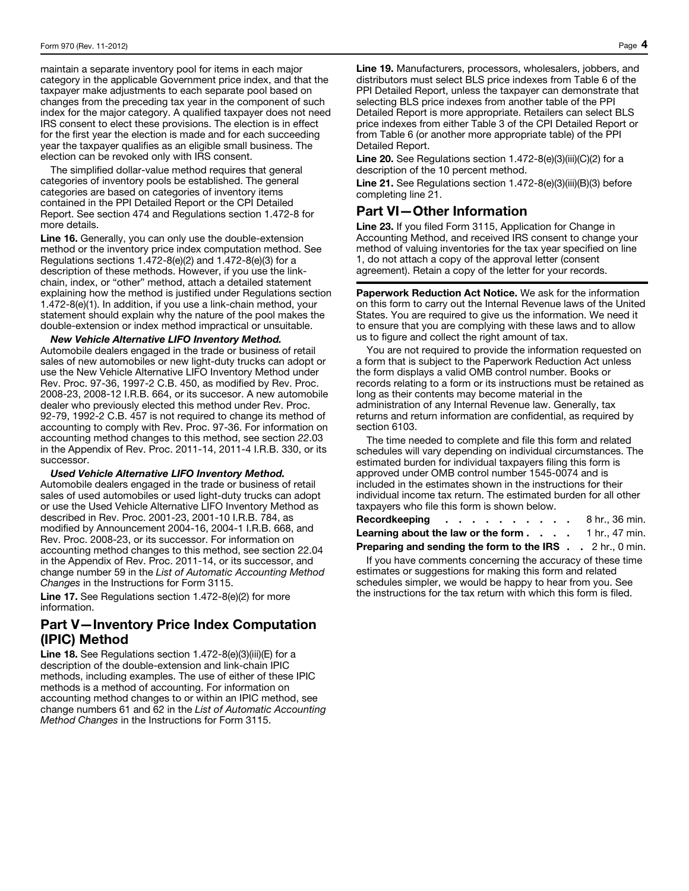maintain a separate inventory pool for items in each major category in the applicable Government price index, and that the taxpayer make adjustments to each separate pool based on changes from the preceding tax year in the component of such index for the major category. A qualified taxpayer does not need IRS consent to elect these provisions. The election is in effect for the first year the election is made and for each succeeding year the taxpayer qualifies as an eligible small business. The election can be revoked only with IRS consent.

The simplified dollar-value method requires that general categories of inventory pools be established. The general categories are based on categories of inventory items contained in the PPI Detailed Report or the CPI Detailed Report. See section 474 and Regulations section 1.472-8 for more details.

**Line 16.** Generally, you can only use the double-extension method or the inventory price index computation method. See Regulations sections 1.472-8(e)(2) and 1.472-8(e)(3) for a description of these methods. However, if you use the link-chain, index, or "other" method, attach a detailed statement explaining how the method is justified under Regulations section 1.472-8(e)(1). In addition, if you use a link-chain method, your statement should explain why the nature of the pool makes the double-extension or index method impractical or unsuitable.

***New Vehicle Alternative LIFO Inventory Method.*** Automobile dealers engaged in the trade or business of retail sales of new automobiles or new light-duty trucks can adopt or use the New Vehicle Alternative LIFO Inventory Method under Rev. Proc. 97-36, 1997-2 C.B. 450, as modified by Rev. Proc. 2008-23, 2008-12 I.R.B. 664, or its succesor. A new automobile dealer who previously elected this method under Rev. Proc. 92-79, 1992-2 C.B. 457 is not required to change its method of accounting to comply with Rev. Proc. 97-36. For information on accounting method changes to this method, see section *22*.03 in the Appendix of Rev. Proc. 2011-14, 2011-4 I.R.B. 330, or its successor.

***Used Vehicle Alternative LIFO Inventory Method.*** Automobile dealers engaged in the trade or business of retail sales of used automobiles or used light-duty trucks can adopt or use the Used Vehicle Alternative LIFO Inventory Method as described in Rev. Proc. 2001-23, 2001-10 I.R.B. 784, as modified by Announcement 2004-16, 2004-1 I.R.B. 668, and Rev. Proc. 2008-23, or its successor. For information on accounting method changes to this method, see section 22.04 in the Appendix of Rev. Proc. 2011-14, or its successor, and change number 59 in the *List of Automatic Accounting Method Changes* in the Instructions for Form 3115.

**Line 17.** See Regulations section 1.472-8(e)(2) for more information.

## Part V—Inventory Price Index Computation (IPIC) Method

**Line 18.** See Regulations section 1.472-8(e)(3)(iii)(E) for a description of the double-extension and link-chain IPIC methods, including examples. The use of either of these IPIC methods is a method of accounting. For information on accounting method changes to or within an IPIC method, see change numbers 61 and 62 in the *List of Automatic Accounting Method Changes* in the Instructions for Form 3115.

**Line 19.** Manufacturers, processors, wholesalers, jobbers, and distributors must select BLS price indexes from Table 6 of the PPI Detailed Report, unless the taxpayer can demonstrate that selecting BLS price indexes from another table of the PPI Detailed Report is more appropriate. Retailers can select BLS price indexes from either Table 3 of the CPI Detailed Report or from Table 6 (or another more appropriate table) of the PPI Detailed Report.

**Line 20.** See Regulations section 1.472-8(e)(3)(iii)(C)(2) for a description of the 10 percent method.

**Line 21.** See Regulations section 1.472-8(e)(3)(iii)(B)(3) before completing line 21.

## Part VI—Other Information

**Line 23.** If you filed Form 3115, Application for Change in Accounting Method, and received IRS consent to change your method of valuing inventories for the tax year specified on line 1, do not attach a copy of the approval letter (consent agreement). Retain a copy of the letter for your records.

**Paperwork Reduction Act Notice.** We ask for the information on this form to carry out the Internal Revenue laws of the United States. You are required to give us the information. We need it to ensure that you are complying with these laws and to allow us to figure and collect the right amount of tax.

You are not required to provide the information requested on a form that is subject to the Paperwork Reduction Act unless the form displays a valid OMB control number. Books or records relating to a form or its instructions must be retained as long as their contents may become material in the administration of any Internal Revenue law. Generally, tax returns and return information are confidential, as required by section 6103.

The time needed to complete and file this form and related schedules will vary depending on individual circumstances. The estimated burden for individual taxpayers filing this form is approved under OMB control number 1545-0074 and is included in the estimates shown in the instructions for their individual income tax return. The estimated burden for all other taxpayers who file this form is shown below.

| | |
|---|---|
| **Recordkeeping** | 8 hr., 36 min. |
| **Learning about the law or the form** | 1 hr., 47 min. |
| **Preparing and sending the form to the IRS** | 2 hr., 0 min. |

If you have comments concerning the accuracy of these time estimates or suggestions for making this form and related schedules simpler, we would be happy to hear from you. See the instructions for the tax return with which this form is filed.